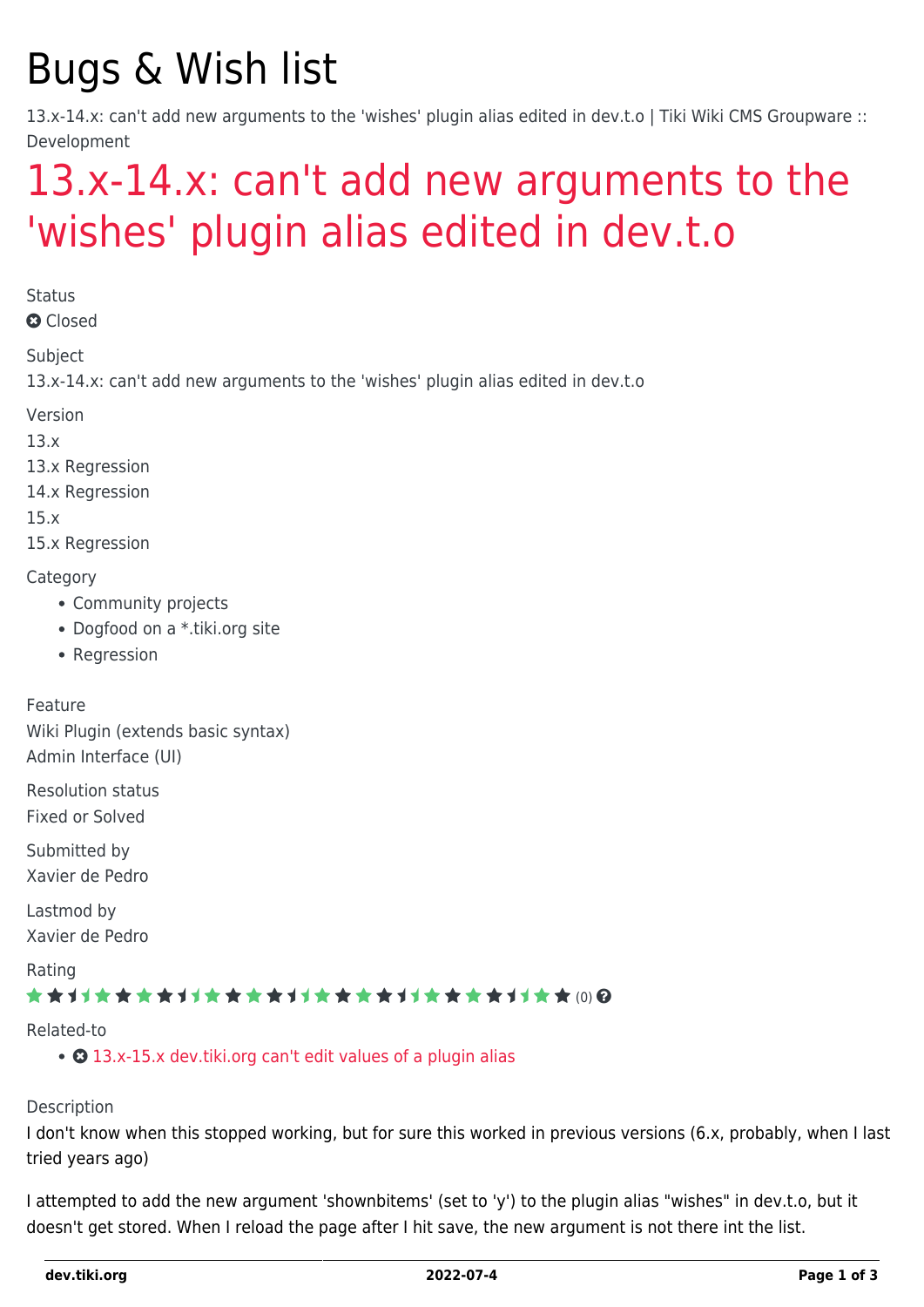# Bugs & Wish list

13.x-14.x: can't add new arguments to the 'wishes' plugin alias edited in dev.t.o | Tiki Wiki CMS Groupware :: Development

## 13.x-14.x: can't add new arguments to the 'wishes' plugin alias edited in dev.t.o

Status

Closed

Subject

13.x-14.x: can't add new arguments to the 'wishes' plugin alias edited in dev.t.o

Version

13.x
13.x Regression
14.x Regression
15.x
15.x Regression

Category

- Community projects
- Dogfood on a *.tiki.org site
- Regression

Feature

Wiki Plugin (extends basic syntax)
Admin Interface (UI)

Resolution status

Fixed or Solved

Submitted by

Xavier de Pedro

Lastmod by

Xavier de Pedro

Rating

(0)

Related-to

- 13.x-15.x dev.tiki.org can't edit values of a plugin alias

Description

I don't know when this stopped working, but for sure this worked in previous versions (6.x, probably, when I last tried years ago)

I attempted to add the new argument 'shownbitems' (set to 'y') to the plugin alias "wishes" in dev.t.o, but it doesn't get stored. When I reload the page after I hit save, the new argument is not there int the list.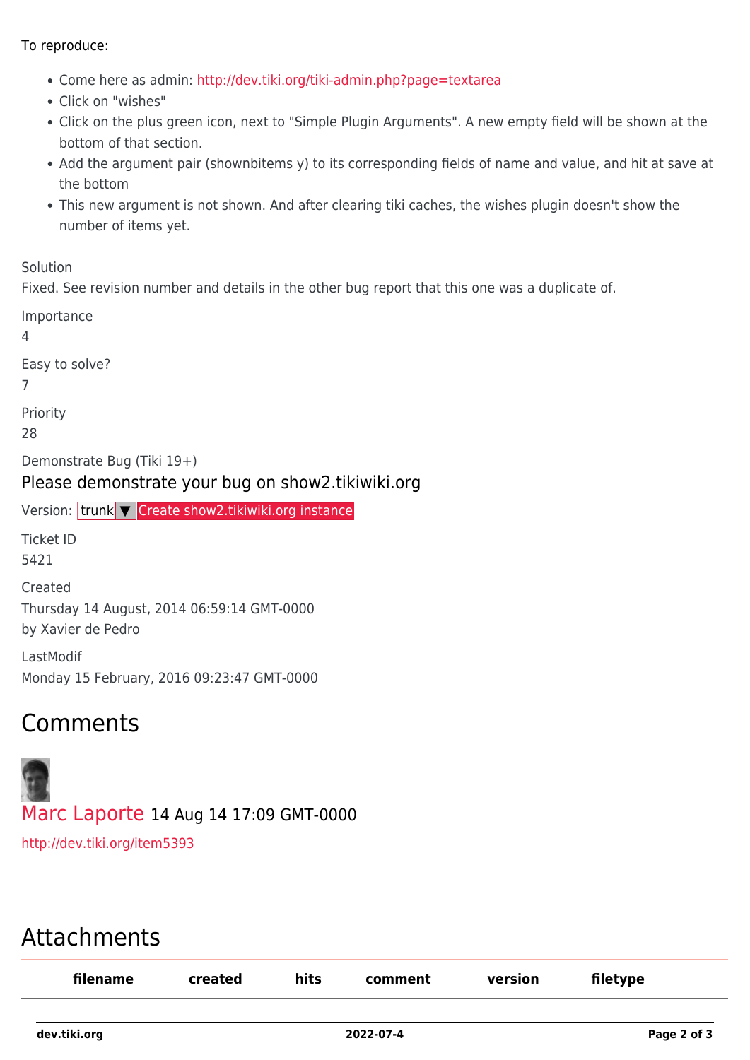To reproduce:

- Come here as admin: http://dev.tiki.org/tiki-admin.php?page=textarea
- Click on "wishes"
- Click on the plus green icon, next to "Simple Plugin Arguments". A new empty field will be shown at the bottom of that section.
- Add the argument pair (shownbitems y) to its corresponding fields of name and value, and hit at save at the bottom
- This new argument is not shown. And after clearing tiki caches, the wishes plugin doesn't show the number of items yet.

Solution
Fixed. See revision number and details in the other bug report that this one was a duplicate of.

Importance
4

Easy to solve?
7

Priority
28

Demonstrate Bug (Tiki 19+)

Please demonstrate your bug on show2.tikiwiki.org

Version: trunk ▼ Create show2.tikiwiki.org instance

Ticket ID
5421

Created
Thursday 14 August, 2014 06:59:14 GMT-0000
by Xavier de Pedro

LastModif
Monday 15 February, 2016 09:23:47 GMT-0000

## Comments

Marc Laporte 14 Aug 14 17:09 GMT-0000

http://dev.tiki.org/item5393

## Attachments

| filename | created | hits | comment | version | filetype |
| --- | --- | --- | --- | --- | --- |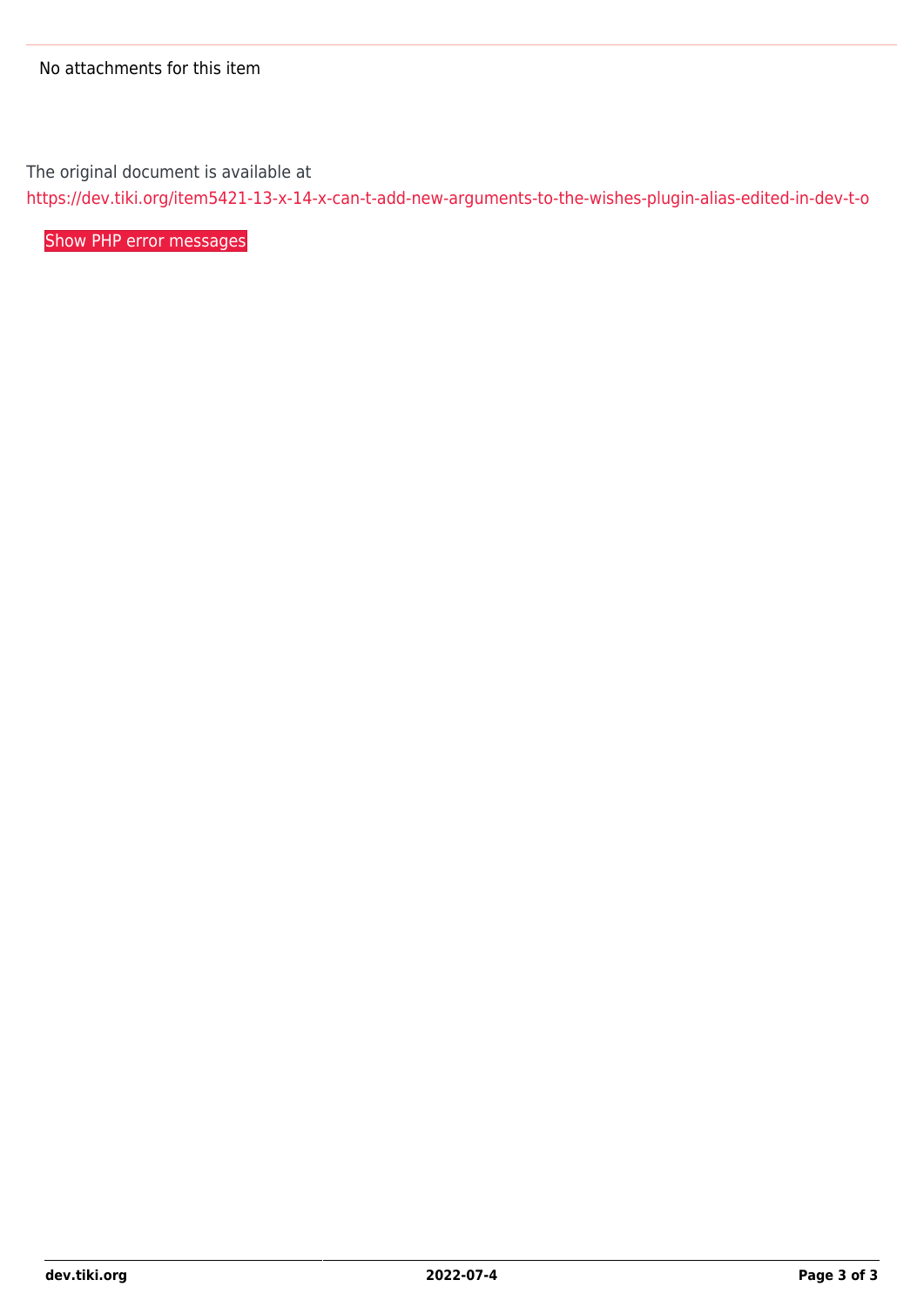No attachments for this item

The original document is available at https://dev.tiki.org/item5421-13-x-14-x-can-t-add-new-arguments-to-the-wishes-plugin-alias-edited-in-dev-t-o

Show PHP error messages